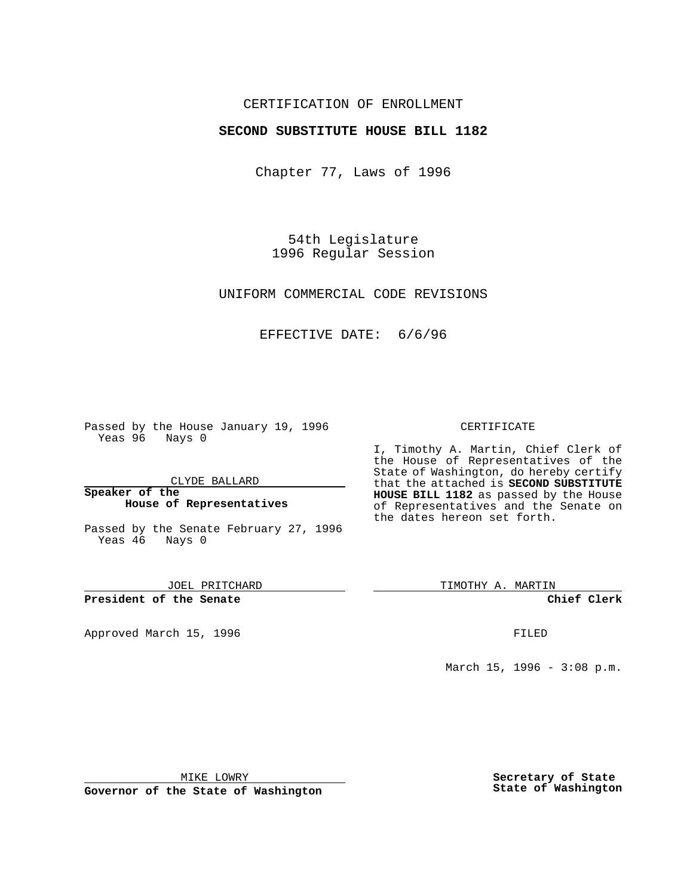CERTIFICATION OF ENROLLMENT

**SECOND SUBSTITUTE HOUSE BILL 1182**

Chapter 77, Laws of 1996

54th Legislature
1996 Regular Session

UNIFORM COMMERCIAL CODE REVISIONS

EFFECTIVE DATE: 6/6/96

Passed by the House January 19, 1996
Yeas 96 Nays 0

CLYDE BALLARD

**Speaker of the House of Representatives**

Passed by the Senate February 27, 1996
Yeas 46 Nays 0

JOEL PRITCHARD

**President of the Senate**

Approved March 15, 1996

MIKE LOWRY

**Governor of the State of Washington**

CERTIFICATE

I, Timothy A. Martin, Chief Clerk of the House of Representatives of the State of Washington, do hereby certify that the attached is **SECOND SUBSTITUTE HOUSE BILL 1182** as passed by the House of Representatives and the Senate on the dates hereon set forth.

TIMOTHY A. MARTIN

**Chief Clerk**

FILED

March 15, 1996 - 3:08 p.m.

**Secretary of State**
**State of Washington**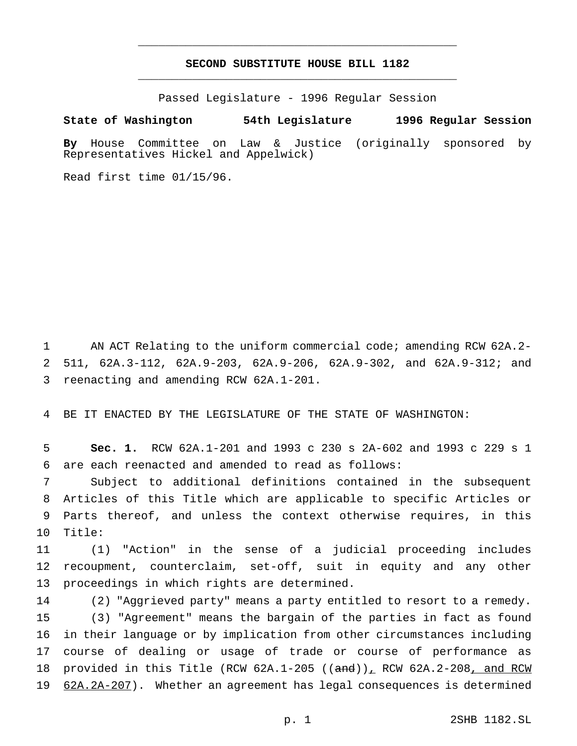# SECOND SUBSTITUTE HOUSE BILL 1182

Passed Legislature - 1996 Regular Session

**State of Washington 54th Legislature 1996 Regular Session**

**By** House Committee on Law & Justice (originally sponsored by Representatives Hickel and Appelwick)

Read first time 01/15/96.

AN ACT Relating to the uniform commercial code; amending RCW 62A.2-511, 62A.3-112, 62A.9-203, 62A.9-206, 62A.9-302, and 62A.9-312; and reenacting and amending RCW 62A.1-201.

BE IT ENACTED BY THE LEGISLATURE OF THE STATE OF WASHINGTON:

**Sec. 1.** RCW 62A.1-201 and 1993 c 230 s 2A-602 and 1993 c 229 s 1 are each reenacted and amended to read as follows:

Subject to additional definitions contained in the subsequent Articles of this Title which are applicable to specific Articles or Parts thereof, and unless the context otherwise requires, in this Title:

(1) "Action" in the sense of a judicial proceeding includes recoupment, counterclaim, set-off, suit in equity and any other proceedings in which rights are determined.

(2) "Aggrieved party" means a party entitled to resort to a remedy.

(3) "Agreement" means the bargain of the parties in fact as found in their language or by implication from other circumstances including course of dealing or usage of trade or course of performance as provided in this Title (RCW 62A.1-205 ((~~and~~))<u>,</u> RCW 62A.2-208<u>, and RCW 62A.2A-207</u>). Whether an agreement has legal consequences is determined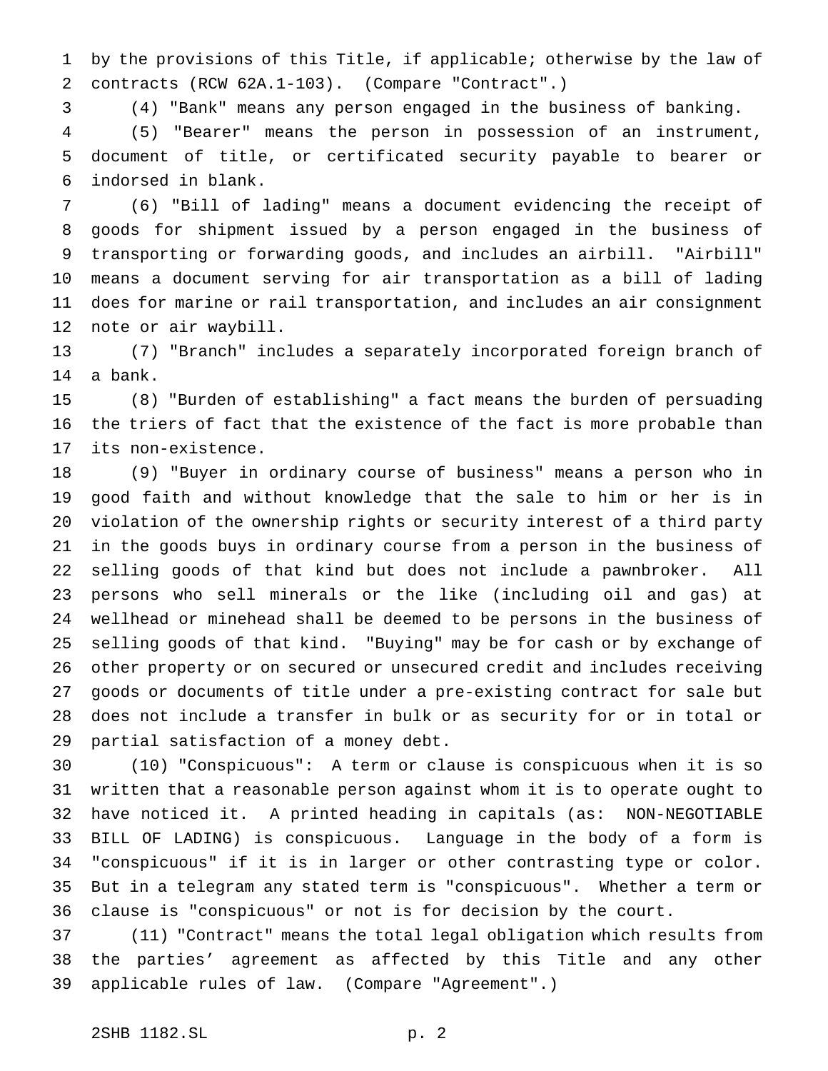by the provisions of this Title, if applicable; otherwise by the law of contracts (RCW 62A.1-103). (Compare "Contract".)

(4) "Bank" means any person engaged in the business of banking.

(5) "Bearer" means the person in possession of an instrument, document of title, or certificated security payable to bearer or indorsed in blank.

(6) "Bill of lading" means a document evidencing the receipt of goods for shipment issued by a person engaged in the business of transporting or forwarding goods, and includes an airbill. "Airbill" means a document serving for air transportation as a bill of lading does for marine or rail transportation, and includes an air consignment note or air waybill.

(7) "Branch" includes a separately incorporated foreign branch of a bank.

(8) "Burden of establishing" a fact means the burden of persuading the triers of fact that the existence of the fact is more probable than its non-existence.

(9) "Buyer in ordinary course of business" means a person who in good faith and without knowledge that the sale to him or her is in violation of the ownership rights or security interest of a third party in the goods buys in ordinary course from a person in the business of selling goods of that kind but does not include a pawnbroker. All persons who sell minerals or the like (including oil and gas) at wellhead or minehead shall be deemed to be persons in the business of selling goods of that kind. "Buying" may be for cash or by exchange of other property or on secured or unsecured credit and includes receiving goods or documents of title under a pre-existing contract for sale but does not include a transfer in bulk or as security for or in total or partial satisfaction of a money debt.

(10) "Conspicuous": A term or clause is conspicuous when it is so written that a reasonable person against whom it is to operate ought to have noticed it. A printed heading in capitals (as: NON-NEGOTIABLE BILL OF LADING) is conspicuous. Language in the body of a form is "conspicuous" if it is in larger or other contrasting type or color. But in a telegram any stated term is "conspicuous". Whether a term or clause is "conspicuous" or not is for decision by the court.

(11) "Contract" means the total legal obligation which results from the parties' agreement as affected by this Title and any other applicable rules of law. (Compare "Agreement".)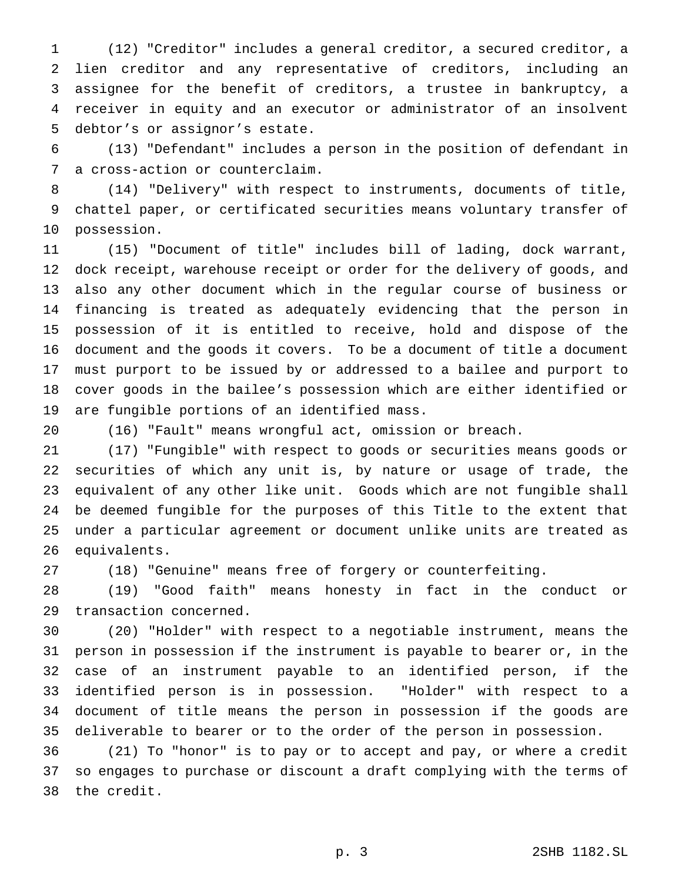(12) "Creditor" includes a general creditor, a secured creditor, a lien creditor and any representative of creditors, including an assignee for the benefit of creditors, a trustee in bankruptcy, a receiver in equity and an executor or administrator of an insolvent debtor's or assignor's estate.

(13) "Defendant" includes a person in the position of defendant in a cross-action or counterclaim.

(14) "Delivery" with respect to instruments, documents of title, chattel paper, or certificated securities means voluntary transfer of possession.

(15) "Document of title" includes bill of lading, dock warrant, dock receipt, warehouse receipt or order for the delivery of goods, and also any other document which in the regular course of business or financing is treated as adequately evidencing that the person in possession of it is entitled to receive, hold and dispose of the document and the goods it covers. To be a document of title a document must purport to be issued by or addressed to a bailee and purport to cover goods in the bailee's possession which are either identified or are fungible portions of an identified mass.

(16) "Fault" means wrongful act, omission or breach.

(17) "Fungible" with respect to goods or securities means goods or securities of which any unit is, by nature or usage of trade, the equivalent of any other like unit. Goods which are not fungible shall be deemed fungible for the purposes of this Title to the extent that under a particular agreement or document unlike units are treated as equivalents.

(18) "Genuine" means free of forgery or counterfeiting.

(19) "Good faith" means honesty in fact in the conduct or transaction concerned.

(20) "Holder" with respect to a negotiable instrument, means the person in possession if the instrument is payable to bearer or, in the case of an instrument payable to an identified person, if the identified person is in possession. "Holder" with respect to a document of title means the person in possession if the goods are deliverable to bearer or to the order of the person in possession.

(21) To "honor" is to pay or to accept and pay, or where a credit so engages to purchase or discount a draft complying with the terms of the credit.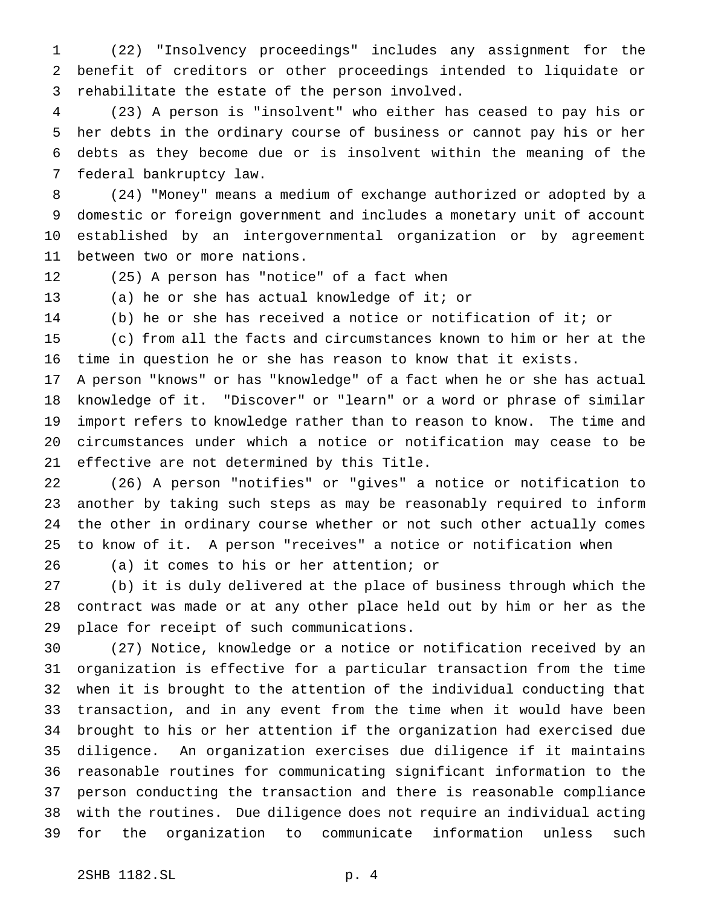(22) "Insolvency proceedings" includes any assignment for the benefit of creditors or other proceedings intended to liquidate or rehabilitate the estate of the person involved.

(23) A person is "insolvent" who either has ceased to pay his or her debts in the ordinary course of business or cannot pay his or her debts as they become due or is insolvent within the meaning of the federal bankruptcy law.

(24) "Money" means a medium of exchange authorized or adopted by a domestic or foreign government and includes a monetary unit of account established by an intergovernmental organization or by agreement between two or more nations.

(25) A person has "notice" of a fact when

(a) he or she has actual knowledge of it; or

(b) he or she has received a notice or notification of it; or

(c) from all the facts and circumstances known to him or her at the time in question he or she has reason to know that it exists.

A person "knows" or has "knowledge" of a fact when he or she has actual knowledge of it. "Discover" or "learn" or a word or phrase of similar import refers to knowledge rather than to reason to know. The time and circumstances under which a notice or notification may cease to be effective are not determined by this Title.

(26) A person "notifies" or "gives" a notice or notification to another by taking such steps as may be reasonably required to inform the other in ordinary course whether or not such other actually comes to know of it. A person "receives" a notice or notification when

(a) it comes to his or her attention; or

(b) it is duly delivered at the place of business through which the contract was made or at any other place held out by him or her as the place for receipt of such communications.

(27) Notice, knowledge or a notice or notification received by an organization is effective for a particular transaction from the time when it is brought to the attention of the individual conducting that transaction, and in any event from the time when it would have been brought to his or her attention if the organization had exercised due diligence. An organization exercises due diligence if it maintains reasonable routines for communicating significant information to the person conducting the transaction and there is reasonable compliance with the routines. Due diligence does not require an individual acting for the organization to communicate information unless such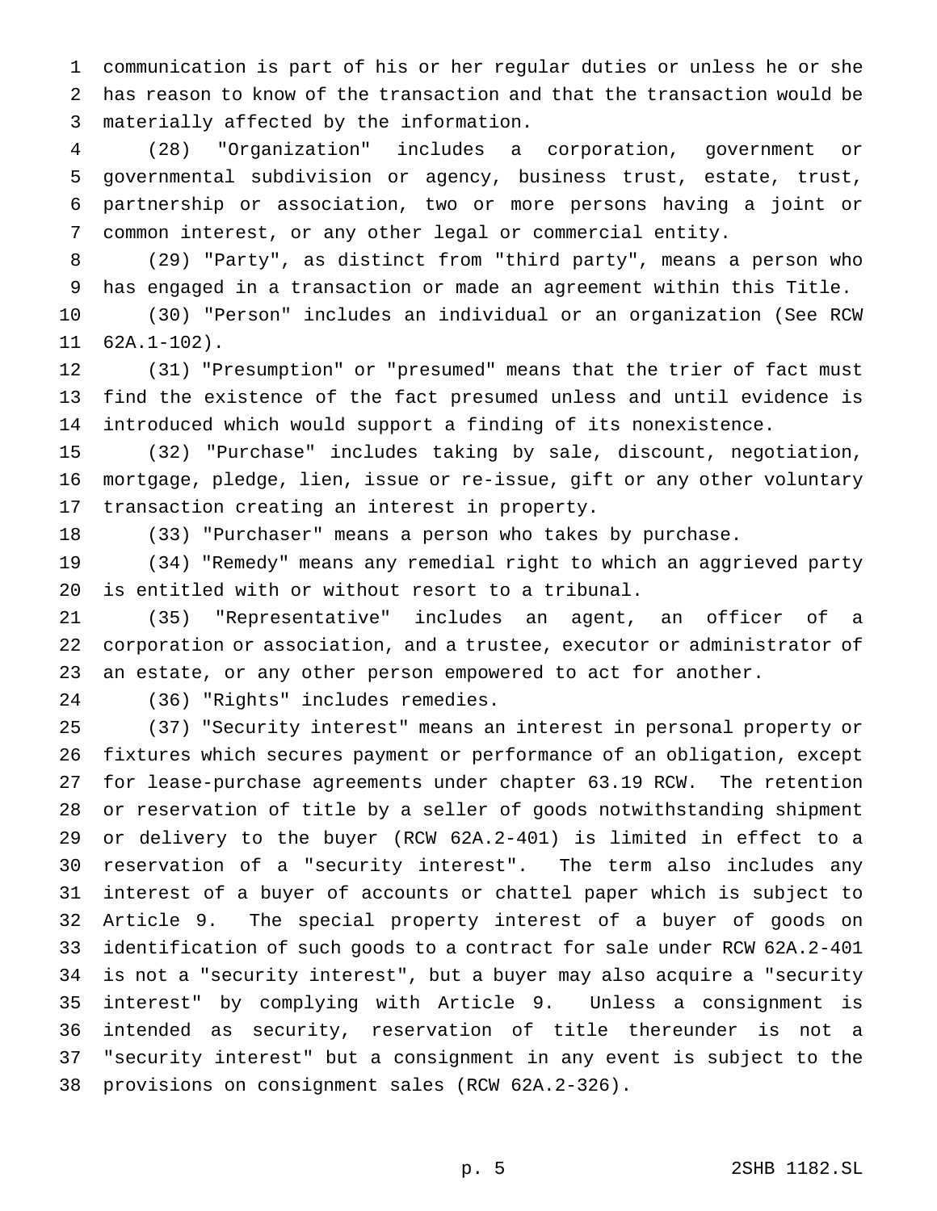communication is part of his or her regular duties or unless he or she has reason to know of the transaction and that the transaction would be materially affected by the information.

(28) "Organization" includes a corporation, government or governmental subdivision or agency, business trust, estate, trust, partnership or association, two or more persons having a joint or common interest, or any other legal or commercial entity.

(29) "Party", as distinct from "third party", means a person who has engaged in a transaction or made an agreement within this Title.

(30) "Person" includes an individual or an organization (See RCW 62A.1-102).

(31) "Presumption" or "presumed" means that the trier of fact must find the existence of the fact presumed unless and until evidence is introduced which would support a finding of its nonexistence.

(32) "Purchase" includes taking by sale, discount, negotiation, mortgage, pledge, lien, issue or re-issue, gift or any other voluntary transaction creating an interest in property.

(33) "Purchaser" means a person who takes by purchase.

(34) "Remedy" means any remedial right to which an aggrieved party is entitled with or without resort to a tribunal.

(35) "Representative" includes an agent, an officer of a corporation or association, and a trustee, executor or administrator of an estate, or any other person empowered to act for another.

(36) "Rights" includes remedies.

(37) "Security interest" means an interest in personal property or fixtures which secures payment or performance of an obligation, except for lease-purchase agreements under chapter 63.19 RCW. The retention or reservation of title by a seller of goods notwithstanding shipment or delivery to the buyer (RCW 62A.2-401) is limited in effect to a reservation of a "security interest". The term also includes any interest of a buyer of accounts or chattel paper which is subject to Article 9. The special property interest of a buyer of goods on identification of such goods to a contract for sale under RCW 62A.2-401 is not a "security interest", but a buyer may also acquire a "security interest" by complying with Article 9. Unless a consignment is intended as security, reservation of title thereunder is not a "security interest" but a consignment in any event is subject to the provisions on consignment sales (RCW 62A.2-326).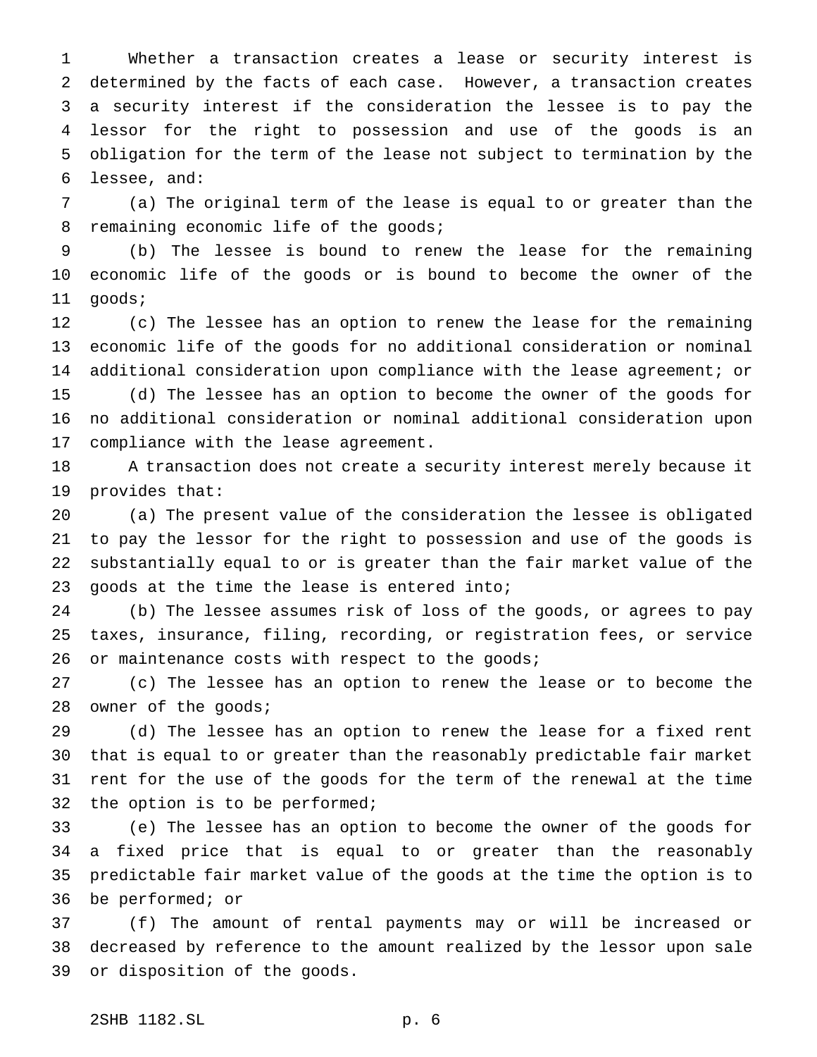Whether a transaction creates a lease or security interest is determined by the facts of each case. However, a transaction creates a security interest if the consideration the lessee is to pay the lessor for the right to possession and use of the goods is an obligation for the term of the lease not subject to termination by the lessee, and:

(a) The original term of the lease is equal to or greater than the remaining economic life of the goods;

(b) The lessee is bound to renew the lease for the remaining economic life of the goods or is bound to become the owner of the goods;

(c) The lessee has an option to renew the lease for the remaining economic life of the goods for no additional consideration or nominal additional consideration upon compliance with the lease agreement; or

(d) The lessee has an option to become the owner of the goods for no additional consideration or nominal additional consideration upon compliance with the lease agreement.

A transaction does not create a security interest merely because it provides that:

(a) The present value of the consideration the lessee is obligated to pay the lessor for the right to possession and use of the goods is substantially equal to or is greater than the fair market value of the goods at the time the lease is entered into;

(b) The lessee assumes risk of loss of the goods, or agrees to pay taxes, insurance, filing, recording, or registration fees, or service or maintenance costs with respect to the goods;

(c) The lessee has an option to renew the lease or to become the owner of the goods;

(d) The lessee has an option to renew the lease for a fixed rent that is equal to or greater than the reasonably predictable fair market rent for the use of the goods for the term of the renewal at the time the option is to be performed;

(e) The lessee has an option to become the owner of the goods for a fixed price that is equal to or greater than the reasonably predictable fair market value of the goods at the time the option is to be performed; or

(f) The amount of rental payments may or will be increased or decreased by reference to the amount realized by the lessor upon sale or disposition of the goods.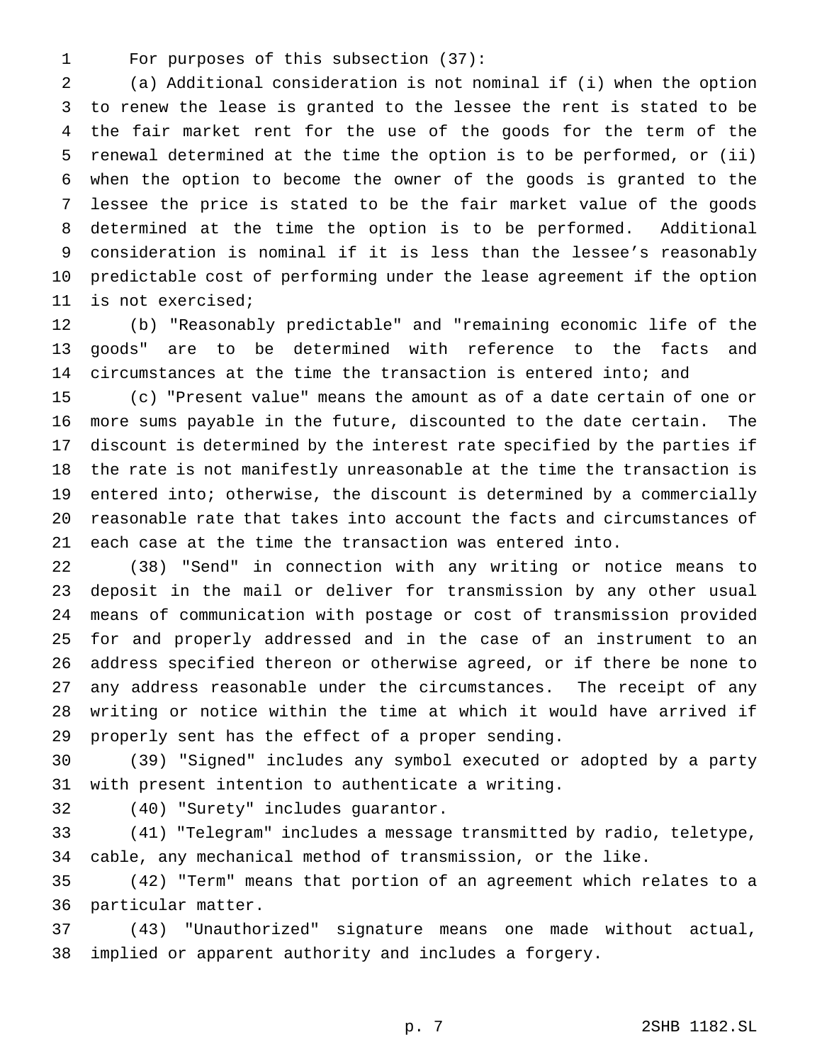For purposes of this subsection (37):

(a) Additional consideration is not nominal if (i) when the option to renew the lease is granted to the lessee the rent is stated to be the fair market rent for the use of the goods for the term of the renewal determined at the time the option is to be performed, or (ii) when the option to become the owner of the goods is granted to the lessee the price is stated to be the fair market value of the goods determined at the time the option is to be performed. Additional consideration is nominal if it is less than the lessee's reasonably predictable cost of performing under the lease agreement if the option is not exercised;

(b) "Reasonably predictable" and "remaining economic life of the goods" are to be determined with reference to the facts and circumstances at the time the transaction is entered into; and

(c) "Present value" means the amount as of a date certain of one or more sums payable in the future, discounted to the date certain. The discount is determined by the interest rate specified by the parties if the rate is not manifestly unreasonable at the time the transaction is entered into; otherwise, the discount is determined by a commercially reasonable rate that takes into account the facts and circumstances of each case at the time the transaction was entered into.

(38) "Send" in connection with any writing or notice means to deposit in the mail or deliver for transmission by any other usual means of communication with postage or cost of transmission provided for and properly addressed and in the case of an instrument to an address specified thereon or otherwise agreed, or if there be none to any address reasonable under the circumstances. The receipt of any writing or notice within the time at which it would have arrived if properly sent has the effect of a proper sending.

(39) "Signed" includes any symbol executed or adopted by a party with present intention to authenticate a writing.

(40) "Surety" includes guarantor.

(41) "Telegram" includes a message transmitted by radio, teletype, cable, any mechanical method of transmission, or the like.

(42) "Term" means that portion of an agreement which relates to a particular matter.

(43) "Unauthorized" signature means one made without actual, implied or apparent authority and includes a forgery.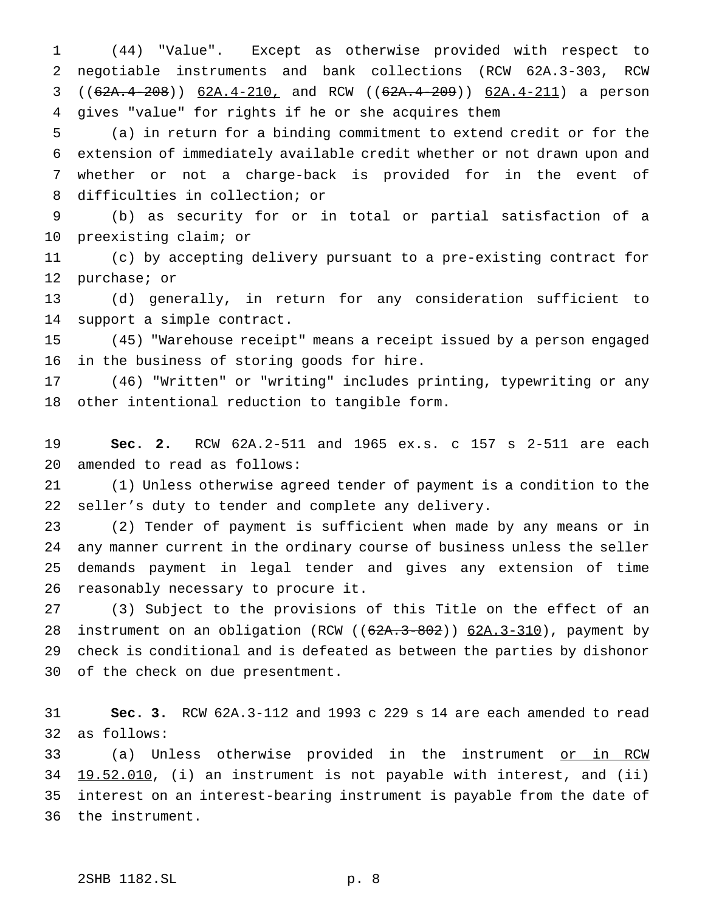(44) "Value". Except as otherwise provided with respect to negotiable instruments and bank collections (RCW 62A.3-303, RCW ((~~62A.4-208~~)) <u>62A.4-210,</u> and RCW ((~~62A.4-209~~)) <u>62A.4-211</u>) a person gives "value" for rights if he or she acquires them

(a) in return for a binding commitment to extend credit or for the extension of immediately available credit whether or not drawn upon and whether or not a charge-back is provided for in the event of difficulties in collection; or

(b) as security for or in total or partial satisfaction of a preexisting claim; or

(c) by accepting delivery pursuant to a pre-existing contract for purchase; or

(d) generally, in return for any consideration sufficient to support a simple contract.

(45) "Warehouse receipt" means a receipt issued by a person engaged in the business of storing goods for hire.

(46) "Written" or "writing" includes printing, typewriting or any other intentional reduction to tangible form.

**Sec. 2.** RCW 62A.2-511 and 1965 ex.s. c 157 s 2-511 are each amended to read as follows:

(1) Unless otherwise agreed tender of payment is a condition to the seller's duty to tender and complete any delivery.

(2) Tender of payment is sufficient when made by any means or in any manner current in the ordinary course of business unless the seller demands payment in legal tender and gives any extension of time reasonably necessary to procure it.

(3) Subject to the provisions of this Title on the effect of an instrument on an obligation (RCW ((~~62A.3-802~~)) <u>62A.3-310</u>), payment by check is conditional and is defeated as between the parties by dishonor of the check on due presentment.

**Sec. 3.** RCW 62A.3-112 and 1993 c 229 s 14 are each amended to read as follows:

(a) Unless otherwise provided in the instrument <u>or in RCW 19.52.010</u>, (i) an instrument is not payable with interest, and (ii) interest on an interest-bearing instrument is payable from the date of the instrument.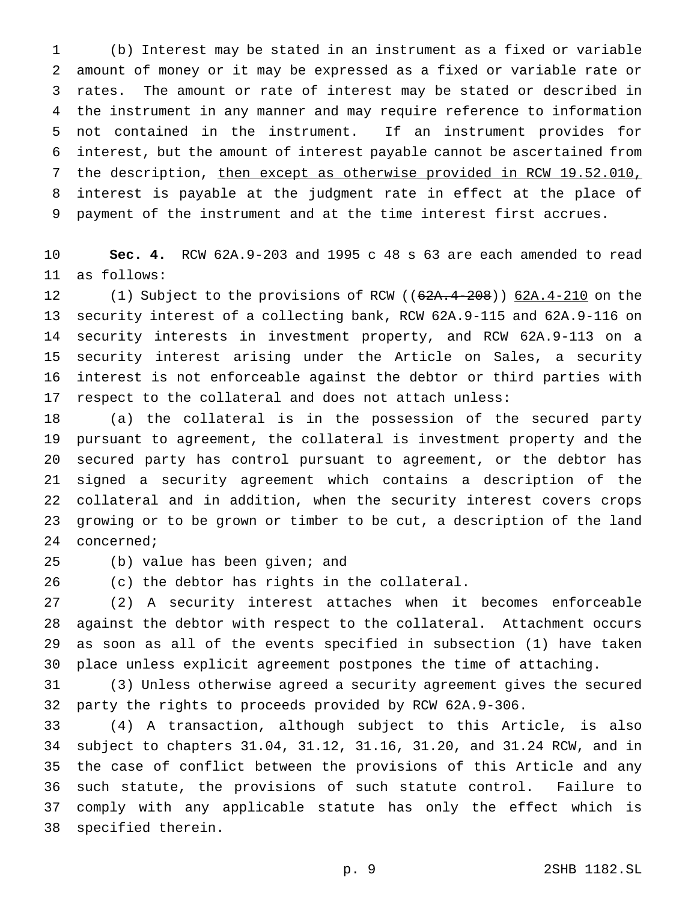(b) Interest may be stated in an instrument as a fixed or variable amount of money or it may be expressed as a fixed or variable rate or rates. The amount or rate of interest may be stated or described in the instrument in any manner and may require reference to information not contained in the instrument. If an instrument provides for interest, but the amount of interest payable cannot be ascertained from the description, <u>then except as otherwise provided in RCW 19.52.010,</u> interest is payable at the judgment rate in effect at the place of payment of the instrument and at the time interest first accrues.

**Sec. 4.** RCW 62A.9-203 and 1995 c 48 s 63 are each amended to read as follows:

(1) Subject to the provisions of RCW ((~~62A.4-208~~)) <u>62A.4-210</u> on the security interest of a collecting bank, RCW 62A.9-115 and 62A.9-116 on security interests in investment property, and RCW 62A.9-113 on a security interest arising under the Article on Sales, a security interest is not enforceable against the debtor or third parties with respect to the collateral and does not attach unless:

(a) the collateral is in the possession of the secured party pursuant to agreement, the collateral is investment property and the secured party has control pursuant to agreement, or the debtor has signed a security agreement which contains a description of the collateral and in addition, when the security interest covers crops growing or to be grown or timber to be cut, a description of the land concerned;

(b) value has been given; and

(c) the debtor has rights in the collateral.

(2) A security interest attaches when it becomes enforceable against the debtor with respect to the collateral. Attachment occurs as soon as all of the events specified in subsection (1) have taken place unless explicit agreement postpones the time of attaching.

(3) Unless otherwise agreed a security agreement gives the secured party the rights to proceeds provided by RCW 62A.9-306.

(4) A transaction, although subject to this Article, is also subject to chapters 31.04, 31.12, 31.16, 31.20, and 31.24 RCW, and in the case of conflict between the provisions of this Article and any such statute, the provisions of such statute control. Failure to comply with any applicable statute has only the effect which is specified therein.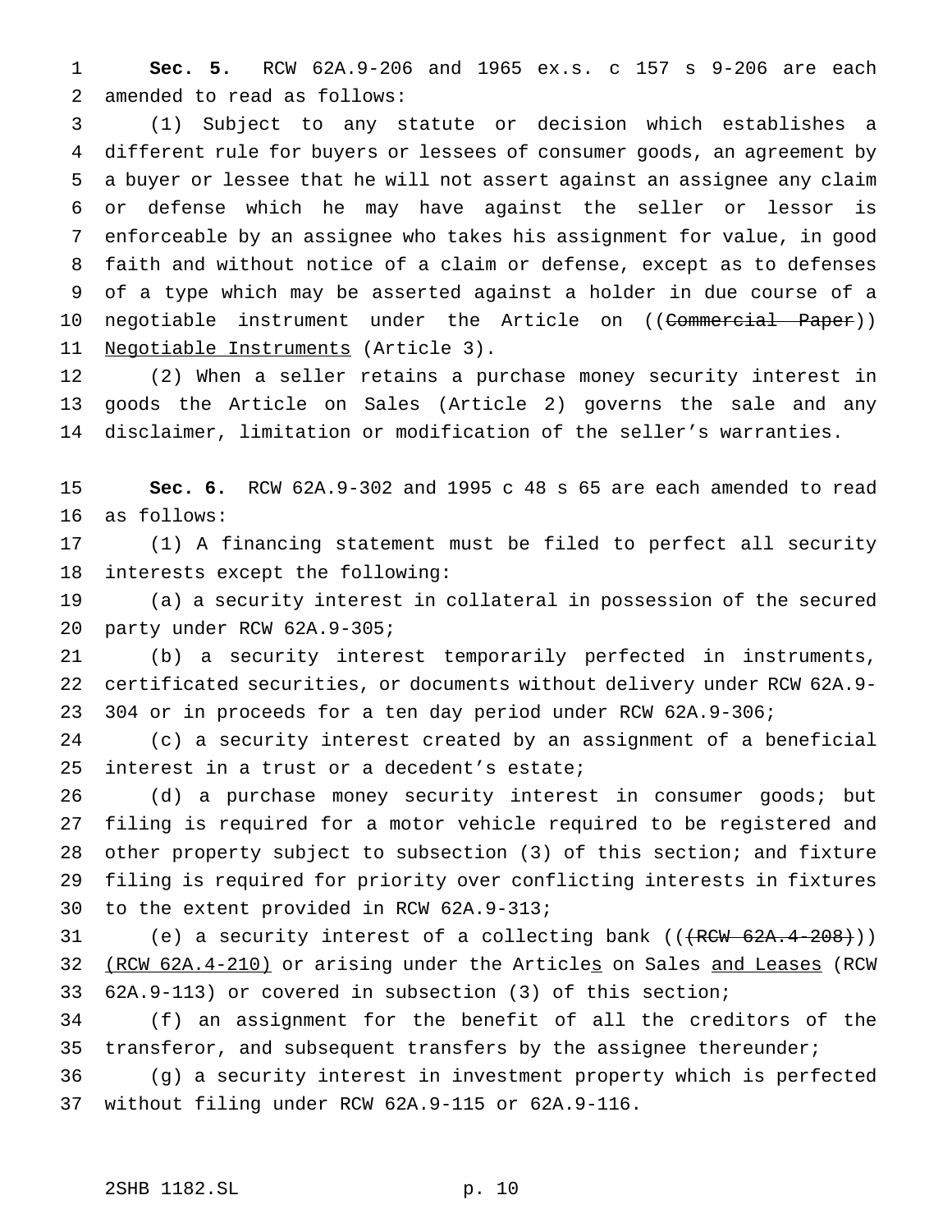**Sec. 5.** RCW 62A.9-206 and 1965 ex.s. c 157 s 9-206 are each amended to read as follows:

(1) Subject to any statute or decision which establishes a different rule for buyers or lessees of consumer goods, an agreement by a buyer or lessee that he will not assert against an assignee any claim or defense which he may have against the seller or lessor is enforceable by an assignee who takes his assignment for value, in good faith and without notice of a claim or defense, except as to defenses of a type which may be asserted against a holder in due course of a negotiable instrument under the Article on ((~~Commercial Paper~~)) <u>Negotiable Instruments</u> (Article 3).

(2) When a seller retains a purchase money security interest in goods the Article on Sales (Article 2) governs the sale and any disclaimer, limitation or modification of the seller's warranties.

**Sec. 6.** RCW 62A.9-302 and 1995 c 48 s 65 are each amended to read as follows:

(1) A financing statement must be filed to perfect all security interests except the following:

(a) a security interest in collateral in possession of the secured party under RCW 62A.9-305;

(b) a security interest temporarily perfected in instruments, certificated securities, or documents without delivery under RCW 62A.9-304 or in proceeds for a ten day period under RCW 62A.9-306;

(c) a security interest created by an assignment of a beneficial interest in a trust or a decedent's estate;

(d) a purchase money security interest in consumer goods; but filing is required for a motor vehicle required to be registered and other property subject to subsection (3) of this section; and fixture filing is required for priority over conflicting interests in fixtures to the extent provided in RCW 62A.9-313;

(e) a security interest of a collecting bank ((~~(RCW 62A.4-208)~~)) <u>(RCW 62A.4-210)</u> or arising under the Article<u>s</u> on Sales <u>and Leases</u> (RCW 62A.9-113) or covered in subsection (3) of this section;

(f) an assignment for the benefit of all the creditors of the transferor, and subsequent transfers by the assignee thereunder;

(g) a security interest in investment property which is perfected without filing under RCW 62A.9-115 or 62A.9-116.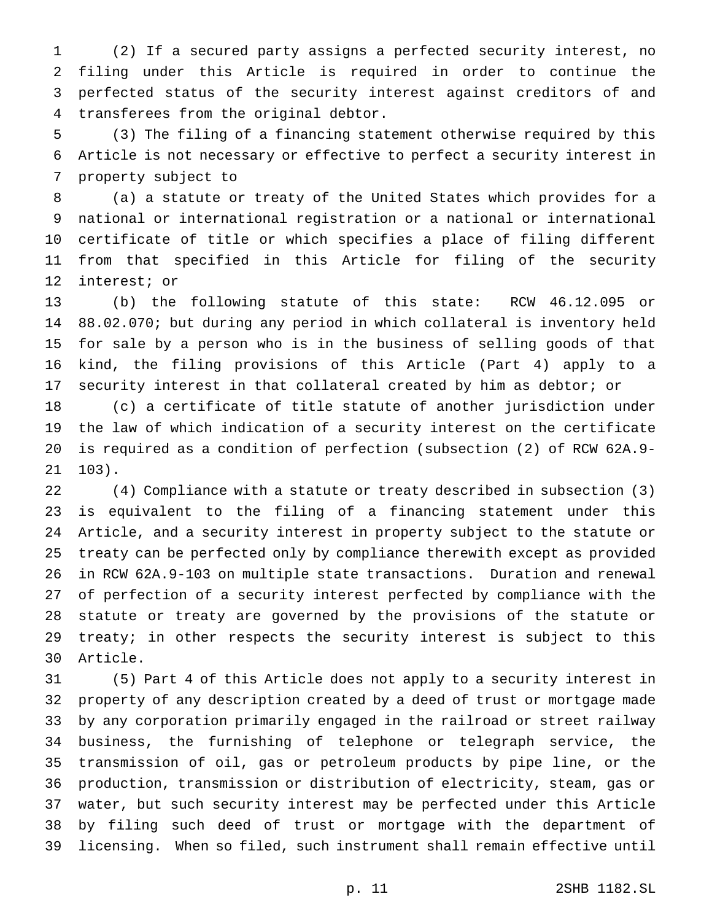(2) If a secured party assigns a perfected security interest, no filing under this Article is required in order to continue the perfected status of the security interest against creditors of and transferees from the original debtor.

(3) The filing of a financing statement otherwise required by this Article is not necessary or effective to perfect a security interest in property subject to

(a) a statute or treaty of the United States which provides for a national or international registration or a national or international certificate of title or which specifies a place of filing different from that specified in this Article for filing of the security interest; or

(b) the following statute of this state: RCW 46.12.095 or 88.02.070; but during any period in which collateral is inventory held for sale by a person who is in the business of selling goods of that kind, the filing provisions of this Article (Part 4) apply to a security interest in that collateral created by him as debtor; or

(c) a certificate of title statute of another jurisdiction under the law of which indication of a security interest on the certificate is required as a condition of perfection (subsection (2) of RCW 62A.9-103).

(4) Compliance with a statute or treaty described in subsection (3) is equivalent to the filing of a financing statement under this Article, and a security interest in property subject to the statute or treaty can be perfected only by compliance therewith except as provided in RCW 62A.9-103 on multiple state transactions. Duration and renewal of perfection of a security interest perfected by compliance with the statute or treaty are governed by the provisions of the statute or treaty; in other respects the security interest is subject to this Article.

(5) Part 4 of this Article does not apply to a security interest in property of any description created by a deed of trust or mortgage made by any corporation primarily engaged in the railroad or street railway business, the furnishing of telephone or telegraph service, the transmission of oil, gas or petroleum products by pipe line, or the production, transmission or distribution of electricity, steam, gas or water, but such security interest may be perfected under this Article by filing such deed of trust or mortgage with the department of licensing. When so filed, such instrument shall remain effective until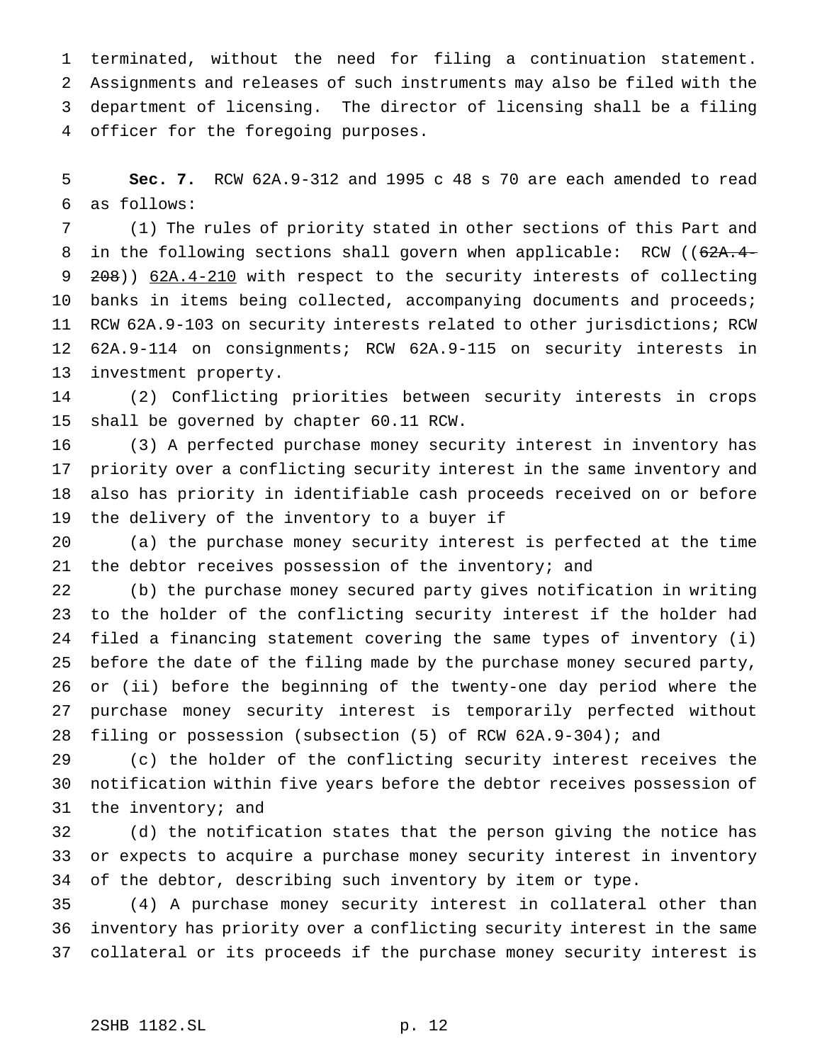terminated, without the need for filing a continuation statement. Assignments and releases of such instruments may also be filed with the department of licensing. The director of licensing shall be a filing officer for the foregoing purposes.

**Sec. 7.** RCW 62A.9-312 and 1995 c 48 s 70 are each amended to read as follows:

(1) The rules of priority stated in other sections of this Part and in the following sections shall govern when applicable: RCW ((~~62A.4-208~~)) <u>62A.4-210</u> with respect to the security interests of collecting banks in items being collected, accompanying documents and proceeds; RCW 62A.9-103 on security interests related to other jurisdictions; RCW 62A.9-114 on consignments; RCW 62A.9-115 on security interests in investment property.

(2) Conflicting priorities between security interests in crops shall be governed by chapter 60.11 RCW.

(3) A perfected purchase money security interest in inventory has priority over a conflicting security interest in the same inventory and also has priority in identifiable cash proceeds received on or before the delivery of the inventory to a buyer if

(a) the purchase money security interest is perfected at the time the debtor receives possession of the inventory; and

(b) the purchase money secured party gives notification in writing to the holder of the conflicting security interest if the holder had filed a financing statement covering the same types of inventory (i) before the date of the filing made by the purchase money secured party, or (ii) before the beginning of the twenty-one day period where the purchase money security interest is temporarily perfected without filing or possession (subsection (5) of RCW 62A.9-304); and

(c) the holder of the conflicting security interest receives the notification within five years before the debtor receives possession of the inventory; and

(d) the notification states that the person giving the notice has or expects to acquire a purchase money security interest in inventory of the debtor, describing such inventory by item or type.

(4) A purchase money security interest in collateral other than inventory has priority over a conflicting security interest in the same collateral or its proceeds if the purchase money security interest is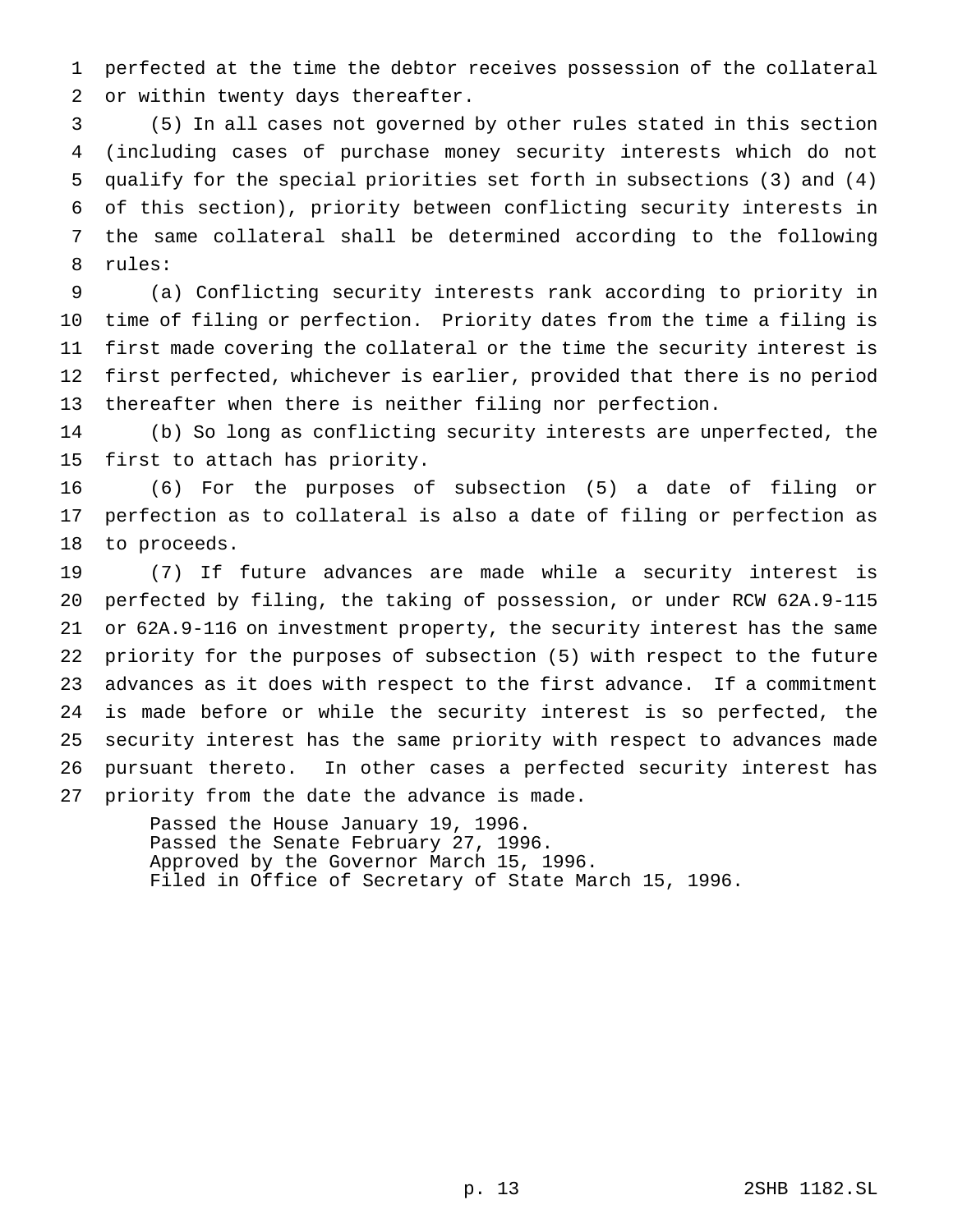perfected at the time the debtor receives possession of the collateral or within twenty days thereafter.

(5) In all cases not governed by other rules stated in this section (including cases of purchase money security interests which do not qualify for the special priorities set forth in subsections (3) and (4) of this section), priority between conflicting security interests in the same collateral shall be determined according to the following rules:

(a) Conflicting security interests rank according to priority in time of filing or perfection. Priority dates from the time a filing is first made covering the collateral or the time the security interest is first perfected, whichever is earlier, provided that there is no period thereafter when there is neither filing nor perfection.

(b) So long as conflicting security interests are unperfected, the first to attach has priority.

(6) For the purposes of subsection (5) a date of filing or perfection as to collateral is also a date of filing or perfection as to proceeds.

(7) If future advances are made while a security interest is perfected by filing, the taking of possession, or under RCW 62A.9-115 or 62A.9-116 on investment property, the security interest has the same priority for the purposes of subsection (5) with respect to the future advances as it does with respect to the first advance. If a commitment is made before or while the security interest is so perfected, the security interest has the same priority with respect to advances made pursuant thereto. In other cases a perfected security interest has priority from the date the advance is made.

Passed the House January 19, 1996.
Passed the Senate February 27, 1996.
Approved by the Governor March 15, 1996.
Filed in Office of Secretary of State March 15, 1996.